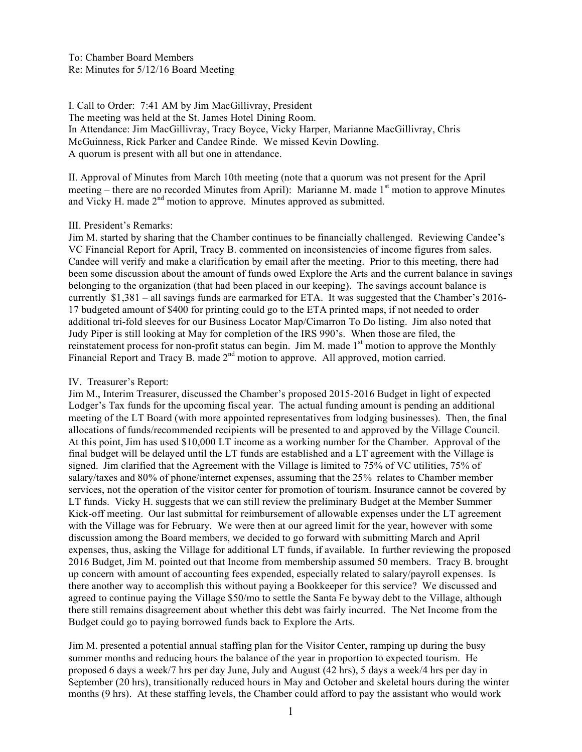To: Chamber Board Members
Re: Minutes for 5/12/16 Board Meeting

I. Call to Order: 7:41 AM by Jim MacGillivray, President
The meeting was held at the St. James Hotel Dining Room.
In Attendance: Jim MacGillivray, Tracy Boyce, Vicky Harper, Marianne MacGillivray, Chris McGuinness, Rick Parker and Candee Rinde. We missed Kevin Dowling.
A quorum is present with all but one in attendance.

II. Approval of Minutes from March 10th meeting (note that a quorum was not present for the April meeting – there are no recorded Minutes from April): Marianne M. made 1st motion to approve Minutes and Vicky H. made 2nd motion to approve. Minutes approved as submitted.

III. President's Remarks:
Jim M. started by sharing that the Chamber continues to be financially challenged. Reviewing Candee's VC Financial Report for April, Tracy B. commented on inconsistencies of income figures from sales. Candee will verify and make a clarification by email after the meeting. Prior to this meeting, there had been some discussion about the amount of funds owed Explore the Arts and the current balance in savings belonging to the organization (that had been placed in our keeping). The savings account balance is currently $1,381 – all savings funds are earmarked for ETA. It was suggested that the Chamber's 2016-17 budgeted amount of $400 for printing could go to the ETA printed maps, if not needed to order additional tri-fold sleeves for our Business Locator Map/Cimarron To Do listing. Jim also noted that Judy Piper is still looking at May for completion of the IRS 990's. When those are filed, the reinstatement process for non-profit status can begin. Jim M. made 1st motion to approve the Monthly Financial Report and Tracy B. made 2nd motion to approve. All approved, motion carried.

IV. Treasurer's Report:
Jim M., Interim Treasurer, discussed the Chamber's proposed 2015-2016 Budget in light of expected Lodger's Tax funds for the upcoming fiscal year. The actual funding amount is pending an additional meeting of the LT Board (with more appointed representatives from lodging businesses). Then, the final allocations of funds/recommended recipients will be presented to and approved by the Village Council. At this point, Jim has used $10,000 LT income as a working number for the Chamber. Approval of the final budget will be delayed until the LT funds are established and a LT agreement with the Village is signed. Jim clarified that the Agreement with the Village is limited to 75% of VC utilities, 75% of salary/taxes and 80% of phone/internet expenses, assuming that the 25% relates to Chamber member services, not the operation of the visitor center for promotion of tourism. Insurance cannot be covered by LT funds. Vicky H. suggests that we can still review the preliminary Budget at the Member Summer Kick-off meeting. Our last submittal for reimbursement of allowable expenses under the LT agreement with the Village was for February. We were then at our agreed limit for the year, however with some discussion among the Board members, we decided to go forward with submitting March and April expenses, thus, asking the Village for additional LT funds, if available. In further reviewing the proposed 2016 Budget, Jim M. pointed out that Income from membership assumed 50 members. Tracy B. brought up concern with amount of accounting fees expended, especially related to salary/payroll expenses. Is there another way to accomplish this without paying a Bookkeeper for this service? We discussed and agreed to continue paying the Village $50/mo to settle the Santa Fe byway debt to the Village, although there still remains disagreement about whether this debt was fairly incurred. The Net Income from the Budget could go to paying borrowed funds back to Explore the Arts.

Jim M. presented a potential annual staffing plan for the Visitor Center, ramping up during the busy summer months and reducing hours the balance of the year in proportion to expected tourism. He proposed 6 days a week/7 hrs per day June, July and August (42 hrs), 5 days a week/4 hrs per day in September (20 hrs), transitionally reduced hours in May and October and skeletal hours during the winter months (9 hrs). At these staffing levels, the Chamber could afford to pay the assistant who would work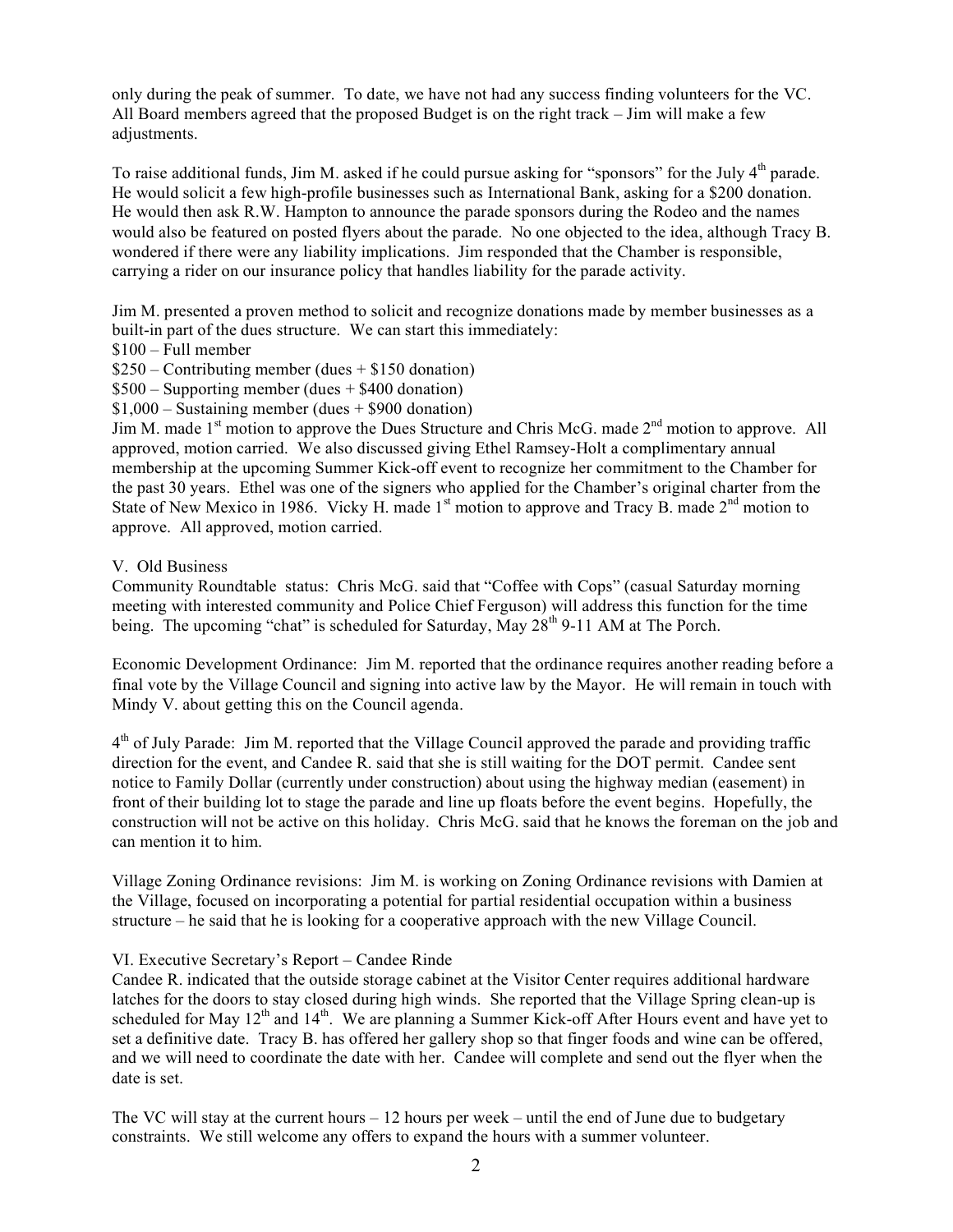only during the peak of summer. To date, we have not had any success finding volunteers for the VC. All Board members agreed that the proposed Budget is on the right track – Jim will make a few adjustments.

To raise additional funds, Jim M. asked if he could pursue asking for "sponsors" for the July 4th parade. He would solicit a few high-profile businesses such as International Bank, asking for a $200 donation. He would then ask R.W. Hampton to announce the parade sponsors during the Rodeo and the names would also be featured on posted flyers about the parade. No one objected to the idea, although Tracy B. wondered if there were any liability implications. Jim responded that the Chamber is responsible, carrying a rider on our insurance policy that handles liability for the parade activity.

Jim M. presented a proven method to solicit and recognize donations made by member businesses as a built-in part of the dues structure. We can start this immediately:

$100 – Full member
$250 – Contributing member (dues + $150 donation)
$500 – Supporting member (dues + $400 donation)
$1,000 – Sustaining member (dues + $900 donation)

Jim M. made 1st motion to approve the Dues Structure and Chris McG. made 2nd motion to approve. All approved, motion carried. We also discussed giving Ethel Ramsey-Holt a complimentary annual membership at the upcoming Summer Kick-off event to recognize her commitment to the Chamber for the past 30 years. Ethel was one of the signers who applied for the Chamber's original charter from the State of New Mexico in 1986. Vicky H. made 1st motion to approve and Tracy B. made 2nd motion to approve. All approved, motion carried.

V. Old Business

Community Roundtable status: Chris McG. said that "Coffee with Cops" (casual Saturday morning meeting with interested community and Police Chief Ferguson) will address this function for the time being. The upcoming "chat" is scheduled for Saturday, May 28th 9-11 AM at The Porch.

Economic Development Ordinance: Jim M. reported that the ordinance requires another reading before a final vote by the Village Council and signing into active law by the Mayor. He will remain in touch with Mindy V. about getting this on the Council agenda.

4th of July Parade: Jim M. reported that the Village Council approved the parade and providing traffic direction for the event, and Candee R. said that she is still waiting for the DOT permit. Candee sent notice to Family Dollar (currently under construction) about using the highway median (easement) in front of their building lot to stage the parade and line up floats before the event begins. Hopefully, the construction will not be active on this holiday. Chris McG. said that he knows the foreman on the job and can mention it to him.

Village Zoning Ordinance revisions: Jim M. is working on Zoning Ordinance revisions with Damien at the Village, focused on incorporating a potential for partial residential occupation within a business structure – he said that he is looking for a cooperative approach with the new Village Council.

VI. Executive Secretary's Report – Candee Rinde

Candee R. indicated that the outside storage cabinet at the Visitor Center requires additional hardware latches for the doors to stay closed during high winds. She reported that the Village Spring clean-up is scheduled for May 12th and 14th. We are planning a Summer Kick-off After Hours event and have yet to set a definitive date. Tracy B. has offered her gallery shop so that finger foods and wine can be offered, and we will need to coordinate the date with her. Candee will complete and send out the flyer when the date is set.

The VC will stay at the current hours – 12 hours per week – until the end of June due to budgetary constraints. We still welcome any offers to expand the hours with a summer volunteer.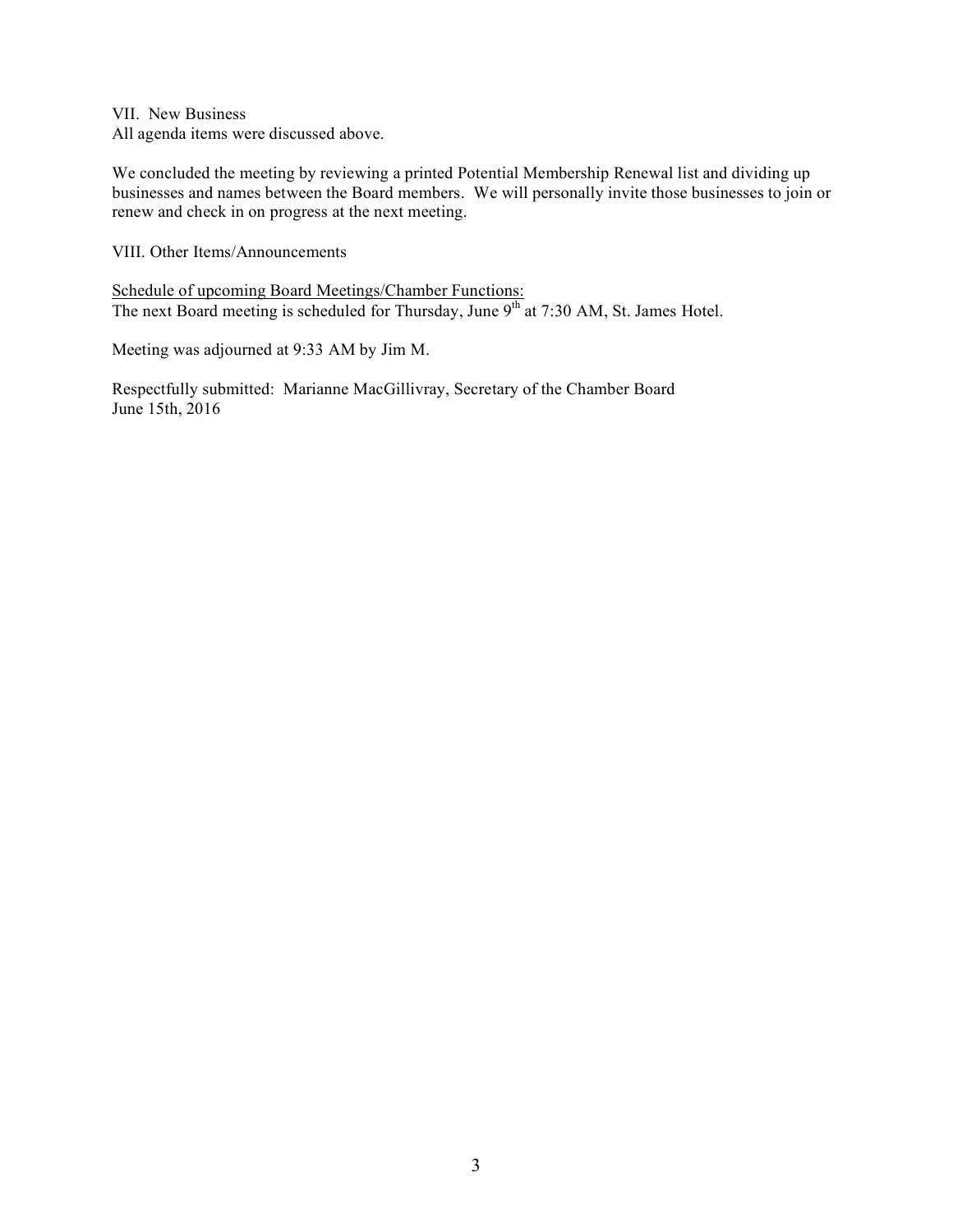VII. New Business
All agenda items were discussed above.

We concluded the meeting by reviewing a printed Potential Membership Renewal list and dividing up businesses and names between the Board members. We will personally invite those businesses to join or renew and check in on progress at the next meeting.

VIII. Other Items/Announcements

Schedule of upcoming Board Meetings/Chamber Functions:
The next Board meeting is scheduled for Thursday, June 9th at 7:30 AM, St. James Hotel.

Meeting was adjourned at 9:33 AM by Jim M.

Respectfully submitted: Marianne MacGillivray, Secretary of the Chamber Board
June 15th, 2016